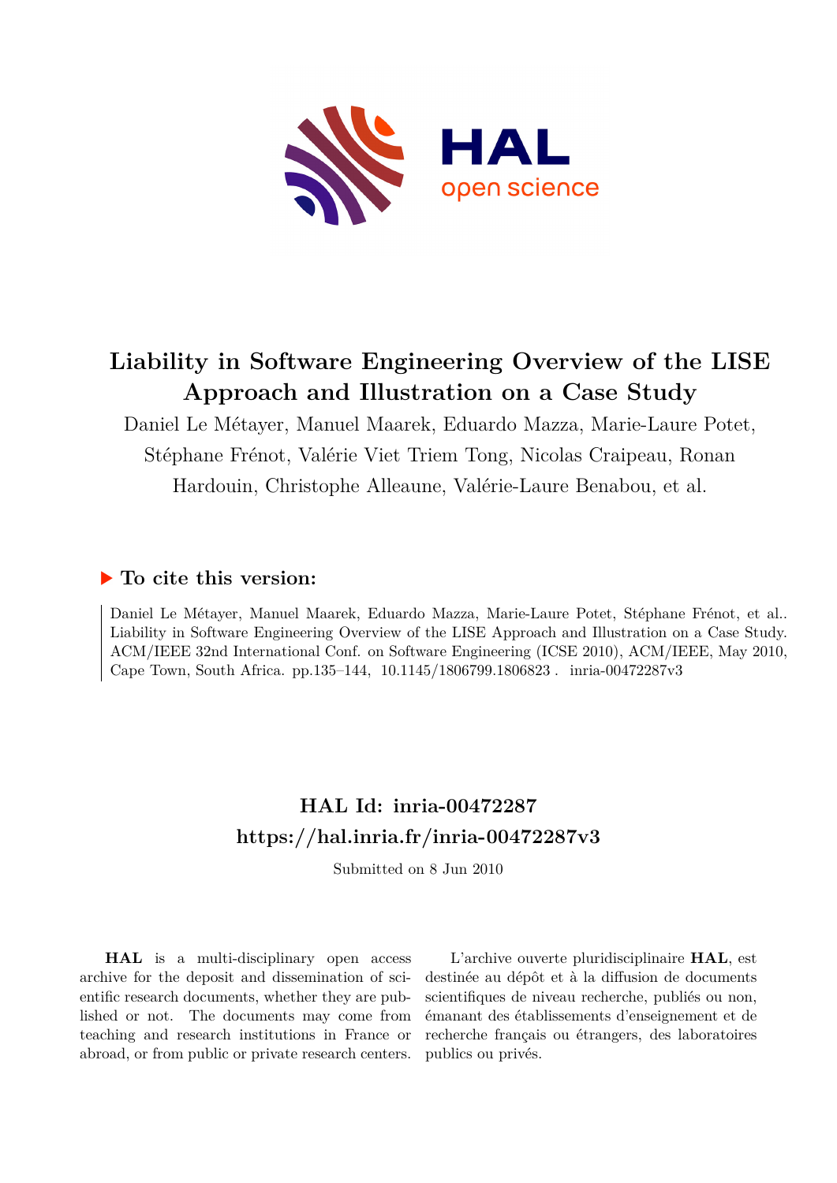# Liability in Software Engineering Overview of the LISE Approach and Illustration on a Case Study

Daniel Le Métayer, Manuel Maarek, Eduardo Mazza, Marie-Laure Potet, Stéphane Frénot, Valérie Viet Triem Tong, Nicolas Craipeau, Ronan Hardouin, Christophe Alleaune, Valérie-Laure Benabou, et al.

### ▶ To cite this version:

Daniel Le Métayer, Manuel Maarek, Eduardo Mazza, Marie-Laure Potet, Stéphane Frénot, et al.. Liability in Software Engineering Overview of the LISE Approach and Illustration on a Case Study. ACM/IEEE 32nd International Conf. on Software Engineering (ICSE 2010), ACM/IEEE, May 2010, Cape Town, South Africa. pp.135–144, 10.1145/1806799.1806823 . inria-00472287v3

## HAL Id: inria-00472287
## https://hal.inria.fr/inria-00472287v3

Submitted on 8 Jun 2010

**HAL** is a multi-disciplinary open access archive for the deposit and dissemination of scientific research documents, whether they are published or not. The documents may come from teaching and research institutions in France or abroad, or from public or private research centers.

L'archive ouverte pluridisciplinaire **HAL**, est destinée au dépôt et à la diffusion de documents scientifiques de niveau recherche, publiés ou non, émanant des établissements d'enseignement et de recherche français ou étrangers, des laboratoires publics ou privés.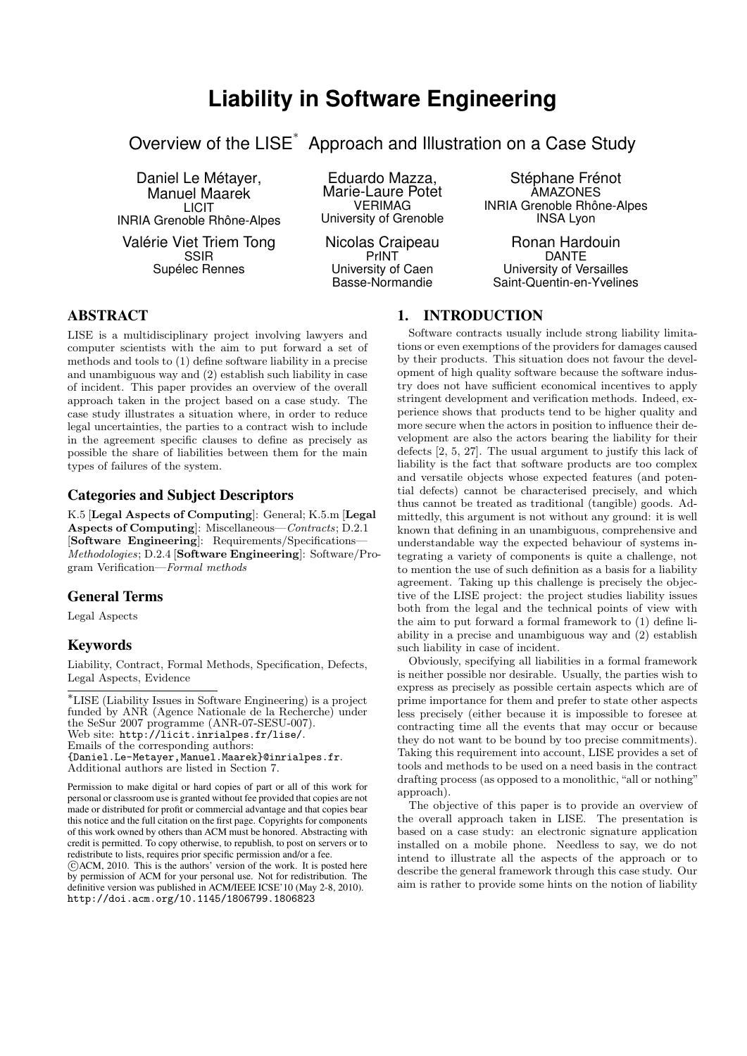# Liability in Software Engineering

## Overview of the LISE* Approach and Illustration on a Case Study

Daniel Le Métayer, Manuel Maarek
LICIT
INRIA Grenoble Rhône-Alpes

Eduardo Mazza, Marie-Laure Potet
VERIMAG
University of Grenoble

Stéphane Frénot
AMAZONES
INRIA Grenoble Rhône-Alpes
INSA Lyon

Valérie Viet Triem Tong
SSIR
Supélec Rennes

Nicolas Craipeau
PrINT
University of Caen Basse-Normandie

Ronan Hardouin
DANTE
University of Versailles Saint-Quentin-en-Yvelines

## ABSTRACT

LISE is a multidisciplinary project involving lawyers and computer scientists with the aim to put forward a set of methods and tools to (1) define software liability in a precise and unambiguous way and (2) establish such liability in case of incident. This paper provides an overview of the overall approach taken in the project based on a case study. The case study illustrates a situation where, in order to reduce legal uncertainties, the parties to a contract wish to include in the agreement specific clauses to define as precisely as possible the share of liabilities between them for the main types of failures of the system.

### Categories and Subject Descriptors

K.5 [**Legal Aspects of Computing**]: General; K.5.m [**Legal Aspects of Computing**]: Miscellaneous—*Contracts*; D.2.1 [**Software Engineering**]: Requirements/Specifications—*Methodologies*; D.2.4 [**Software Engineering**]: Software/Program Verification—*Formal methods*

### General Terms

Legal Aspects

### Keywords

Liability, Contract, Formal Methods, Specification, Defects, Legal Aspects, Evidence

*LISE (Liability Issues in Software Engineering) is a project funded by ANR (Agence Nationale de la Recherche) under the SeSur 2007 programme (ANR-07-SESU-007).
Web site: http://licit.inrialpes.fr/lise/.
Emails of the corresponding authors:
{Daniel.Le-Metayer,Manuel.Maarek}@inrialpes.fr.
Additional authors are listed in Section 7.

Permission to make digital or hard copies of part or all of this work for personal or classroom use is granted without fee provided that copies are not made or distributed for profit or commercial advantage and that copies bear this notice and the full citation on the first page. Copyrights for components of this work owned by others than ACM must be honored. Abstracting with credit is permitted. To copy otherwise, to republish, to post on servers or to redistribute to lists, requires prior specific permission and/or a fee.
©ACM, 2010. This is the authors' version of the work. It is posted here by permission of ACM for your personal use. Not for redistribution. The definitive version was published in ACM/IEEE ICSE'10 (May 2-8, 2010).
http://doi.acm.org/10.1145/1806799.1806823

## 1. INTRODUCTION

Software contracts usually include strong liability limitations or even exemptions of the providers for damages caused by their products. This situation does not favour the development of high quality software because the software industry does not have sufficient economical incentives to apply stringent development and verification methods. Indeed, experience shows that products tend to be higher quality and more secure when the actors in position to influence their development are also the actors bearing the liability for their defects [2, 5, 27]. The usual argument to justify this lack of liability is the fact that software products are too complex and versatile objects whose expected features (and potential defects) cannot be characterised precisely, and which thus cannot be treated as traditional (tangible) goods. Admittedly, this argument is not without any ground: it is well known that defining in an unambiguous, comprehensive and understandable way the expected behaviour of systems integrating a variety of components is quite a challenge, not to mention the use of such definition as a basis for a liability agreement. Taking up this challenge is precisely the objective of the LISE project: the project studies liability issues both from the legal and the technical points of view with the aim to put forward a formal framework to (1) define liability in a precise and unambiguous way and (2) establish such liability in case of incident.

Obviously, specifying all liabilities in a formal framework is neither possible nor desirable. Usually, the parties wish to express as precisely as possible certain aspects which are of prime importance for them and prefer to state other aspects less precisely (either because it is impossible to foresee at contracting time all the events that may occur or because they do not want to be bound by too precise commitments). Taking this requirement into account, LISE provides a set of tools and methods to be used on a need basis in the contract drafting process (as opposed to a monolithic, "all or nothing" approach).

The objective of this paper is to provide an overview of the overall approach taken in LISE. The presentation is based on a case study: an electronic signature application installed on a mobile phone. Needless to say, we do not intend to illustrate all the aspects of the approach or to describe the general framework through this case study. Our aim is rather to provide some hints on the notion of liability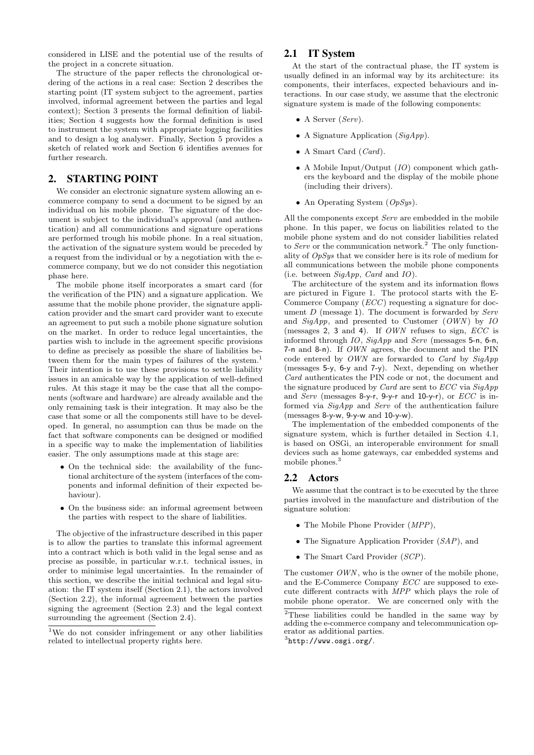considered in LISE and the potential use of the results of the project in a concrete situation.

The structure of the paper reflects the chronological ordering of the actions in a real case: Section 2 describes the starting point (IT system subject to the agreement, parties involved, informal agreement between the parties and legal context); Section 3 presents the formal definition of liabilities; Section 4 suggests how the formal definition is used to instrument the system with appropriate logging facilities and to design a log analyser. Finally, Section 5 provides a sketch of related work and Section 6 identifies avenues for further research.

## 2. STARTING POINT

We consider an electronic signature system allowing an e-commerce company to send a document to be signed by an individual on his mobile phone. The signature of the document is subject to the individual's approval (and authentication) and all communications and signature operations are performed trough his mobile phone. In a real situation, the activation of the signature system would be preceded by a request from the individual or by a negotiation with the e-commerce company, but we do not consider this negotiation phase here.

The mobile phone itself incorporates a smart card (for the verification of the PIN) and a signature application. We assume that the mobile phone provider, the signature application provider and the smart card provider want to execute an agreement to put such a mobile phone signature solution on the market. In order to reduce legal uncertainties, the parties wish to include in the agreement specific provisions to define as precisely as possible the share of liabilities between them for the main types of failures of the system.[1] Their intention is to use these provisions to settle liability issues in an amicable way by the application of well-defined rules. At this stage it may be the case that all the components (software and hardware) are already available and the only remaining task is their integration. It may also be the case that some or all the components still have to be developed. In general, no assumption can thus be made on the fact that software components can be designed or modified in a specific way to make the implementation of liabilities easier. The only assumptions made at this stage are:

- On the technical side: the availability of the functional architecture of the system (interfaces of the components and informal definition of their expected behaviour).
- On the business side: an informal agreement between the parties with respect to the share of liabilities.

The objective of the infrastructure described in this paper is to allow the parties to translate this informal agreement into a contract which is both valid in the legal sense and as precise as possible, in particular w.r.t. technical issues, in order to minimise legal uncertainties. In the remainder of this section, we describe the initial technical and legal situation: the IT system itself (Section 2.1), the actors involved (Section 2.2), the informal agreement between the parties signing the agreement (Section 2.3) and the legal context surrounding the agreement (Section 2.4).

[1] We do not consider infringement or any other liabilities related to intellectual property rights here.

### 2.1 IT System

At the start of the contractual phase, the IT system is usually defined in an informal way by its architecture: its components, their interfaces, expected behaviours and interactions. In our case study, we assume that the electronic signature system is made of the following components:

- A Server (*Serv*).
- A Signature Application (*SigApp*).
- A Smart Card (*Card*).
- A Mobile Input/Output (*IO*) component which gathers the keyboard and the display of the mobile phone (including their drivers).
- An Operating System (*OpSys*).

All the components except *Serv* are embedded in the mobile phone. In this paper, we focus on liabilities related to the mobile phone system and do not consider liabilities related to *Serv* or the communication network.[2] The only functionality of *OpSys* that we consider here is its role of medium for all communications between the mobile phone components (i.e. between *SigApp*, *Card* and *IO*).

The architecture of the system and its information flows are pictured in Figure 1. The protocol starts with the E-Commerce Company (*ECC*) requesting a signature for document *D* (message 1). The document is forwarded by *Serv* and *SigApp*, and presented to Customer (*OWN*) by *IO* (messages 2, 3 and 4). If *OWN* refuses to sign, *ECC* is informed through *IO*, *SigApp* and *Serv* (messages 5-n, 6-n, 7-n and 8-n). If *OWN* agrees, the document and the PIN code entered by *OWN* are forwarded to *Card* by *SigApp* (messages 5-y, 6-y and 7-y). Next, depending on whether *Card* authenticates the PIN code or not, the document and the signature produced by *Card* are sent to *ECC* via *SigApp* and *Serv* (messages 8-y-r, 9-y-r and 10-y-r), or *ECC* is informed via *SigApp* and *Serv* of the authentication failure (messages 8-y-w, 9-y-w and 10-y-w).

The implementation of the embedded components of the signature system, which is further detailed in Section 4.1, is based on OSGi, an interoperable environment for small devices such as home gateways, car embedded systems and mobile phones.[3]

### 2.2 Actors

We assume that the contract is to be executed by the three parties involved in the manufacture and distribution of the signature solution:

- The Mobile Phone Provider (*MPP*),
- The Signature Application Provider (*SAP*), and
- The Smart Card Provider (*SCP*).

The customer *OWN*, who is the owner of the mobile phone, and the E-Commerce Company *ECC* are supposed to execute different contracts with *MPP* which plays the role of mobile phone operator. We are concerned only with the

[2] These liabilities could be handled in the same way by adding the e-commerce company and telecommunication operator as additional parties.

[3] http://www.osgi.org/.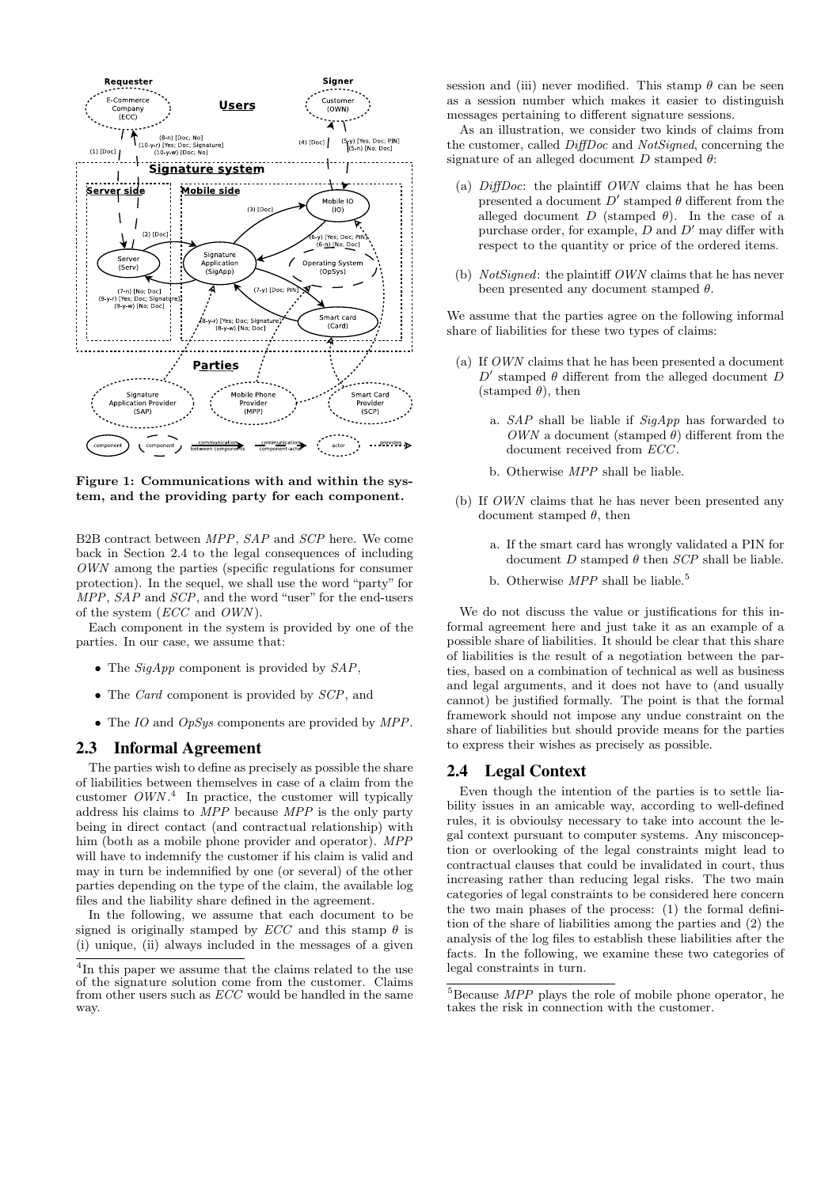**Figure 1: Communications with and within the system, and the providing party for each component.**

B2B contract between *MPP*, *SAP* and *SCP* here. We come back in Section 2.4 to the legal consequences of including *OWN* among the parties (specific regulations for consumer protection). In the sequel, we shall use the word "party" for *MPP*, *SAP* and *SCP*, and the word "user" for the end-users of the system (*ECC* and *OWN*).

Each component in the system is provided by one of the parties. In our case, we assume that:

- The *SigApp* component is provided by *SAP*,
- The *Card* component is provided by *SCP*, and
- The *IO* and *OpSys* components are provided by *MPP*.

## 2.3 Informal Agreement

The parties wish to define as precisely as possible the share of liabilities between themselves in case of a claim from the customer *OWN*.[4] In practice, the customer will typically address his claims to *MPP* because *MPP* is the only party being in direct contact (and contractual relationship) with him (both as a mobile phone provider and operator). *MPP* will have to indemnify the customer if his claim is valid and may in turn be indemnified by one (or several) of the other parties depending on the type of the claim, the available log files and the liability share defined in the agreement.

In the following, we assume that each document to be signed is originally stamped by *ECC* and this stamp $\theta$ is (i) unique, (ii) always included in the messages of a given session and (iii) never modified. This stamp $\theta$ can be seen as a session number which makes it easier to distinguish messages pertaining to different signature sessions.

As an illustration, we consider two kinds of claims from the customer, called *DiffDoc* and *NotSigned*, concerning the signature of an alleged document $D$ stamped $\theta$:

(a) *DiffDoc*: the plaintiff *OWN* claims that he has been presented a document $D'$ stamped $\theta$ different from the alleged document $D$ (stamped $\theta$). In the case of a purchase order, for example, $D$ and $D'$ may differ with respect to the quantity or price of the ordered items.

(b) *NotSigned*: the plaintiff *OWN* claims that he has never been presented any document stamped $\theta$.

We assume that the parties agree on the following informal share of liabilities for these two types of claims:

(a) If *OWN* claims that he has been presented a document $D'$ stamped $\theta$ different from the alleged document $D$ (stamped $\theta$), then

  a. *SAP* shall be liable if *SigApp* has forwarded to *OWN* a document (stamped $\theta$) different from the document received from *ECC*.

  b. Otherwise *MPP* shall be liable.

(b) If *OWN* claims that he has never been presented any document stamped $\theta$, then

  a. If the smart card has wrongly validated a PIN for document $D$ stamped $\theta$ then *SCP* shall be liable.

  b. Otherwise *MPP* shall be liable.[5]

We do not discuss the value or justifications for this informal agreement here and just take it as an example of a possible share of liabilities. It should be clear that this share of liabilities is the result of a negotiation between the parties, based on a combination of technical as well as business and legal arguments, and it does not have to (and usually cannot) be justified formally. The point is that the formal framework should not impose any undue constraint on the share of liabilities but should provide means for the parties to express their wishes as precisely as possible.

## 2.4 Legal Context

Even though the intention of the parties is to settle liability issues in an amicable way, according to well-defined rules, it is obvioulsy necessary to take into account the legal context pursuant to computer systems. Any misconception or overlooking of the legal constraints might lead to contractual clauses that could be invalidated in court, thus increasing rather than reducing legal risks. The two main categories of legal constraints to be considered here concern the two main phases of the process: (1) the formal definition of the share of liabilities among the parties and (2) the analysis of the log files to establish these liabilities after the facts. In the following, we examine these two categories of legal constraints in turn.

[4] In this paper we assume that the claims related to the use of the signature solution come from the customer. Claims from other users such as *ECC* would be handled in the same way.

[5] Because *MPP* plays the role of mobile phone operator, he takes the risk in connection with the customer.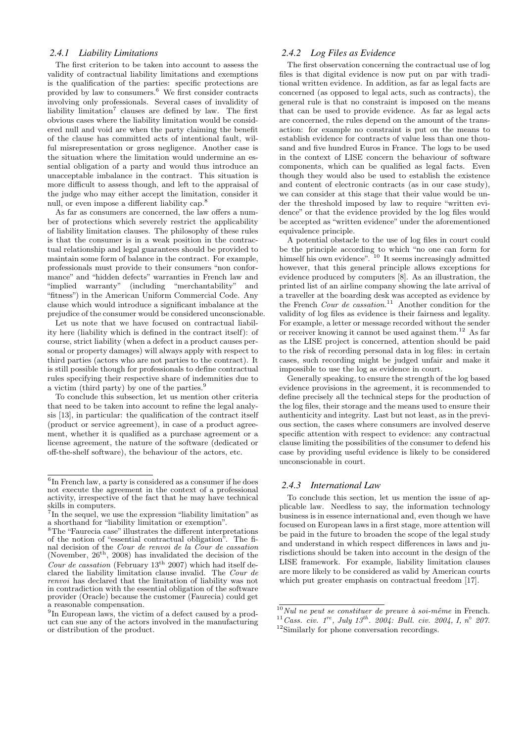### 2.4.1 Liability Limitations

The first criterion to be taken into account to assess the validity of contractual liability limitations and exemptions is the qualification of the parties: specific protections are provided by law to consumers.[6] We first consider contracts involving only professionals. Several cases of invalidity of liability limitation[7] clauses are defined by law. The first obvious cases where the liability limitation would be considered null and void are when the party claiming the benefit of the clause has committed acts of intentional fault, wilful misrepresentation or gross negligence. Another case is the situation where the limitation would undermine an essential obligation of a party and would thus introduce an unacceptable imbalance in the contract. This situation is more difficult to assess though, and left to the appraisal of the judge who may either accept the limitation, consider it null, or even impose a different liability cap.[8]

As far as consumers are concerned, the law offers a number of protections which severely restrict the applicability of liability limitation clauses. The philosophy of these rules is that the consumer is in a weak position in the contractual relationship and legal guarantees should be provided to maintain some form of balance in the contract. For example, professionals must provide to their consumers "non conformance" and "hidden defects" warranties in French law and "implied warranty" (including "merchantability" and "fitness") in the American Uniform Commercial Code. Any clause which would introduce a significant imbalance at the prejudice of the consumer would be considered unconscionable.

Let us note that we have focused on contractual liability here (liability which is defined in the contract itself): of course, strict liability (when a defect in a product causes personal or property damages) will always apply with respect to third parties (actors who are not parties to the contract). It is still possible though for professionals to define contractual rules specifying their respective share of indemnities due to a victim (third party) by one of the parties.[9]

To conclude this subsection, let us mention other criteria that need to be taken into account to refine the legal analysis [13], in particular: the qualification of the contract itself (product or service agreement), in case of a product agreement, whether it is qualified as a purchase agreement or a license agreement, the nature of the software (dedicated or off-the-shelf software), the behaviour of the actors, etc.

### 2.4.2 Log Files as Evidence

The first observation concerning the contractual use of log files is that digital evidence is now put on par with traditional written evidence. In addition, as far as legal facts are concerned (as opposed to legal acts, such as contracts), the general rule is that no constraint is imposed on the means that can be used to provide evidence. As far as legal acts are concerned, the rules depend on the amount of the transaction: for example no constraint is put on the means to establish evidence for contracts of value less than one thousand and five hundred Euros in France. The logs to be used in the context of LISE concern the behaviour of software components, which can be qualified as legal facts. Even though they would also be used to establish the existence and content of electronic contracts (as in our case study), we can consider at this stage that their value would be under the threshold imposed by law to require "written evidence" or that the evidence provided by the log files would be accepted as "written evidence" under the aforementioned equivalence principle.

A potential obstacle to the use of log files in court could be the principle according to which "no one can form for himself his own evidence". [10] It seems increasingly admitted however, that this general principle allows exceptions for evidence produced by computers [8]. As an illustration, the printed list of an airline company showing the late arrival of a traveller at the boarding desk was accepted as evidence by the French *Cour de cassation*.[11] Another condition for the validity of log files as evidence is their fairness and legality. For example, a letter or message recorded without the sender or receiver knowing it cannot be used against them.[12] As far as the LISE project is concerned, attention should be paid to the risk of recording personal data in log files: in certain cases, such recording might be judged unfair and make it impossible to use the log as evidence in court.

Generally speaking, to ensure the strength of the log based evidence provisions in the agreement, it is recommended to define precisely all the technical steps for the production of the log files, their storage and the means used to ensure their authenticity and integrity. Last but not least, as in the previous section, the cases where consumers are involved deserve specific attention with respect to evidence: any contractual clause limiting the possibilities of the consumer to defend his case by providing useful evidence is likely to be considered unconscionable in court.

### 2.4.3 International Law

To conclude this section, let us mention the issue of applicable law. Needless to say, the information technology business is in essence international and, even though we have focused on European laws in a first stage, more attention will be paid in the future to broaden the scope of the legal study and understand in which respect differences in laws and jurisdictions should be taken into account in the design of the LISE framework. For example, liability limitation clauses are more likely to be considered as valid by American courts which put greater emphasis on contractual freedom [17].

---

[6] In French law, a party is considered as a consumer if he does not execute the agreement in the context of a professional activity, irrespective of the fact that he may have technical skills in computers.

[7] In the sequel, we use the expression "liability limitation" as a shorthand for "liability limitation or exemption".

[8] The "Faurecia case" illustrates the different interpretations of the notion of "essential contractual obligation". The final decision of the *Cour de renvoi de la Cour de cassation* (November, 26th, 2008) has invalidated the decision of the *Cour de cassation* (February 13th 2007) which had itself declared the liability limitation clause invalid. The *Cour de renvoi* has declared that the limitation of liability was not in contradiction with the essential obligation of the software provider (Oracle) because the customer (Faurecia) could get a reasonable compensation.

[9] In European laws, the victim of a defect caused by a product can sue any of the actors involved in the manufacturing or distribution of the product.

[10] *Nul ne peut se constituer de preuve à soi-même* in French.

[11] *Cass. civ. 1re, July 13th. 2004: Bull. civ. 2004, I, n° 207.*

[12] Similarly for phone conversation recordings.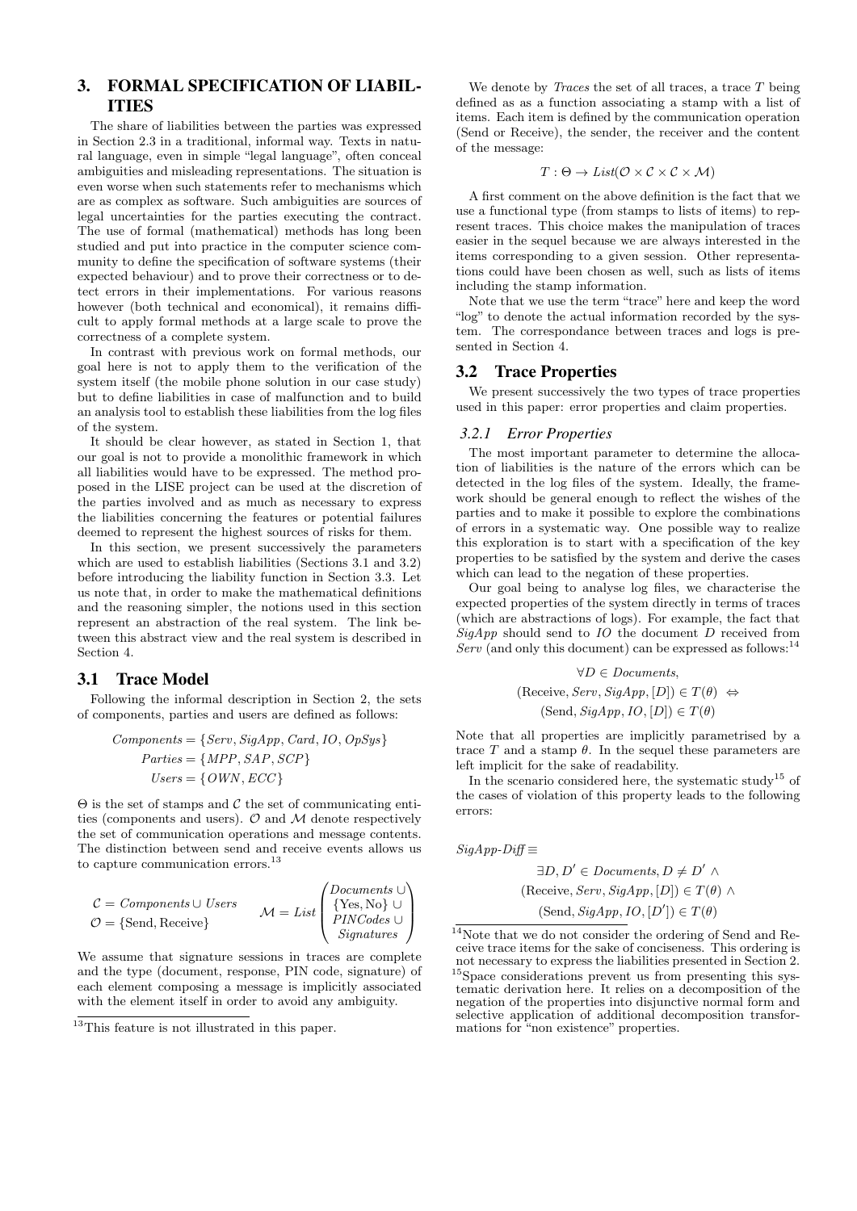## 3. FORMAL SPECIFICATION OF LIABILITIES

The share of liabilities between the parties was expressed in Section 2.3 in a traditional, informal way. Texts in natural language, even in simple "legal language", often conceal ambiguities and misleading representations. The situation is even worse when such statements refer to mechanisms which are as complex as software. Such ambiguities are sources of legal uncertainties for the parties executing the contract. The use of formal (mathematical) methods has long been studied and put into practice in the computer science community to define the specification of software systems (their expected behaviour) and to prove their correctness or to detect errors in their implementations. For various reasons however (both technical and economical), it remains difficult to apply formal methods at a large scale to prove the correctness of a complete system.

In contrast with previous work on formal methods, our goal here is not to apply them to the verification of the system itself (the mobile phone solution in our case study) but to define liabilities in case of malfunction and to build an analysis tool to establish these liabilities from the log files of the system.

It should be clear however, as stated in Section 1, that our goal is not to provide a monolithic framework in which all liabilities would have to be expressed. The method proposed in the LISE project can be used at the discretion of the parties involved and as much as necessary to express the liabilities concerning the features or potential failures deemed to represent the highest sources of risks for them.

In this section, we present successively the parameters which are used to establish liabilities (Sections 3.1 and 3.2) before introducing the liability function in Section 3.3. Let us note that, in order to make the mathematical definitions and the reasoning simpler, the notions used in this section represent an abstraction of the real system. The link between this abstract view and the real system is described in Section 4.

### 3.1 Trace Model

Following the informal description in Section 2, the sets of components, parties and users are defined as follows:

$$
\begin{aligned}
\mathit{Components} &= \{\mathit{Serv}, \mathit{SigApp}, \mathit{Card}, \mathit{IO}, \mathit{OpSys}\} \\
\mathit{Parties} &= \{\mathit{MPP}, \mathit{SAP}, \mathit{SCP}\} \\
\mathit{Users} &= \{\mathit{OWN}, \mathit{ECC}\}
\end{aligned}
$$

$\Theta$ is the set of stamps and $\mathcal{C}$ the set of communicating entities (components and users). $\mathcal{O}$ and $\mathcal{M}$ denote respectively the set of communication operations and message contents. The distinction between send and receive events allows us to capture communication errors.[13]

$$
\begin{array}{ll}
\mathcal{C} = \mathit{Components} \cup \mathit{Users} & \\
\mathcal{O} = \{\text{Send}, \text{Receive}\} &
\end{array}
\qquad
\mathcal{M} = \mathit{List}\begin{pmatrix}\mathit{Documents} \cup \\ \{\text{Yes}, \text{No}\} \cup \\ \mathit{PINCodes} \cup \\ \mathit{Signatures}\end{pmatrix}
$$

We assume that signature sessions in traces are complete and the type (document, response, PIN code, signature) of each element composing a message is implicitly associated with the element itself in order to avoid any ambiguity.

We denote by *Traces* the set of all traces, a trace $T$ being defined as as a function associating a stamp with a list of items. Each item is defined by the communication operation (Send or Receive), the sender, the receiver and the content of the message:

$$
T : \Theta \rightarrow \mathit{List}(\mathcal{O} \times \mathcal{C} \times \mathcal{C} \times \mathcal{M})
$$

A first comment on the above definition is the fact that we use a functional type (from stamps to lists of items) to represent traces. This choice makes the manipulation of traces easier in the sequel because we are always interested in the items corresponding to a given session. Other representations could have been chosen as well, such as lists of items including the stamp information.

Note that we use the term "trace" here and keep the word "log" to denote the actual information recorded by the system. The correspondance between traces and logs is presented in Section 4.

### 3.2 Trace Properties

We present successively the two types of trace properties used in this paper: error properties and claim properties.

#### 3.2.1 Error Properties

The most important parameter to determine the allocation of liabilities is the nature of the errors which can be detected in the log files of the system. Ideally, the framework should be general enough to reflect the wishes of the parties and to make it possible to explore the combinations of errors in a systematic way. One possible way to realize this exploration is to start with a specification of the key properties to be satisfied by the system and derive the cases which can lead to the negation of these properties.

Our goal being to analyse log files, we characterise the expected properties of the system directly in terms of traces (which are abstractions of logs). For example, the fact that *SigApp* should send to *IO* the document $D$ received from *Serv* (and only this document) can be expressed as follows:[14]

$$
\begin{aligned}
&\forall D \in \mathit{Documents}, \\
&(\text{Receive}, \mathit{Serv}, \mathit{SigApp}, [D]) \in T(\theta) \Leftrightarrow \\
&(\text{Send}, \mathit{SigApp}, \mathit{IO}, [D]) \in T(\theta)
\end{aligned}
$$

Note that all properties are implicitly parametrised by a trace $T$ and a stamp $\theta$. In the sequel these parameters are left implicit for the sake of readability.

In the scenario considered here, the systematic study[15] of the cases of violation of this property leads to the following errors:

*SigApp-Diff* $\equiv$

$$
\begin{aligned}
&\exists D, D' \in \mathit{Documents}, D \neq D' \wedge \\
&(\text{Receive}, \mathit{Serv}, \mathit{SigApp}, [D]) \in T(\theta) \wedge \\
&(\text{Send}, \mathit{SigApp}, \mathit{IO}, [D']) \in T(\theta)
\end{aligned}
$$

[13] This feature is not illustrated in this paper.

[14] Note that we do not consider the ordering of Send and Receive trace items for the sake of conciseness. This ordering is not necessary to express the liabilities presented in Section 2.

[15] Space considerations prevent us from presenting this systematic derivation here. It relies on a decomposition of the negation of the properties into disjunctive normal form and selective application of additional decomposition transformations for "non existence" properties.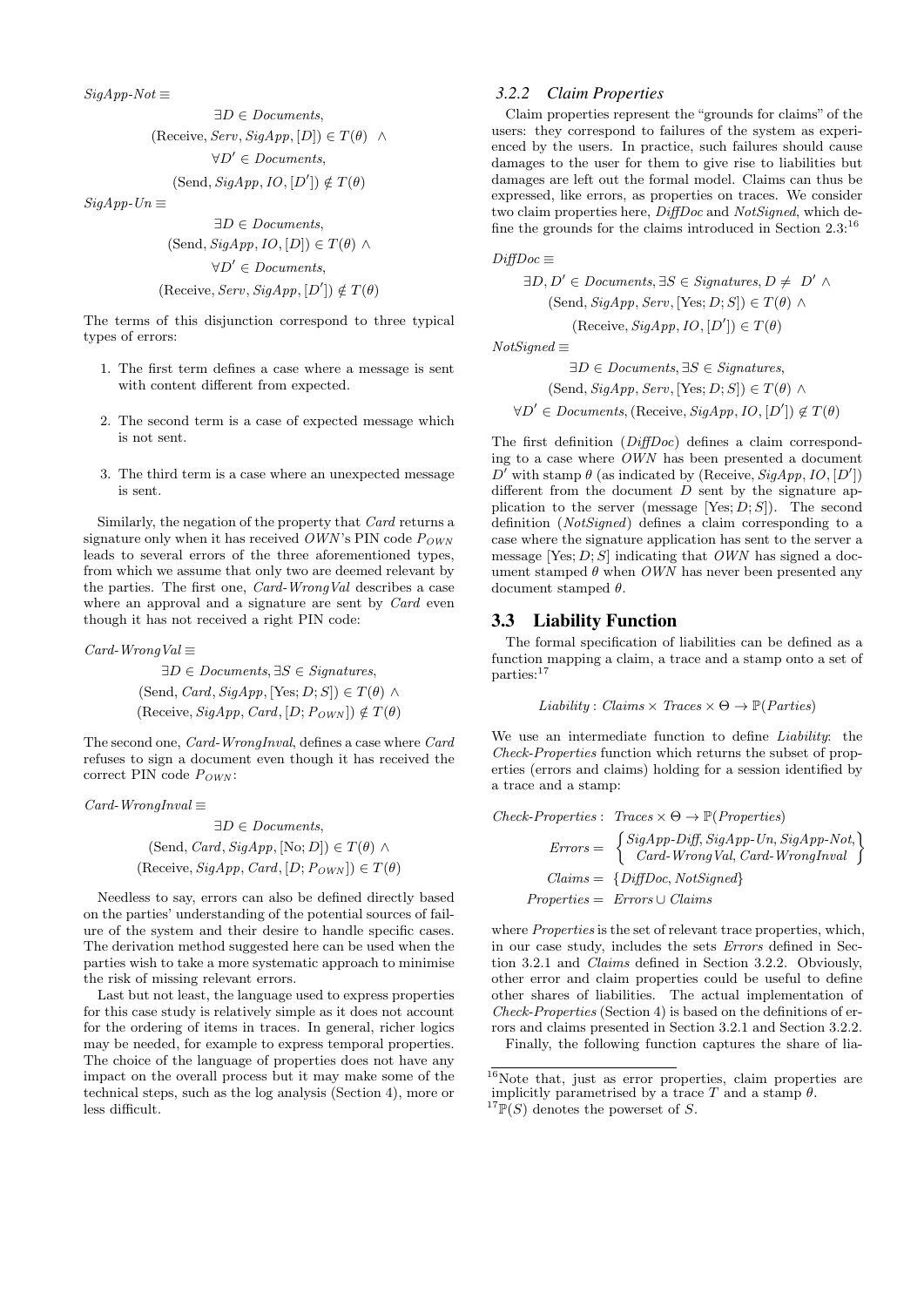$SigApp\text{-}Not \equiv$

$$\exists D \in Documents,$$
$$(\text{Receive}, Serv, SigApp, [D]) \in T(\theta) \ \wedge$$
$$\forall D' \in Documents,$$
$$(\text{Send}, SigApp, IO, [D']) \notin T(\theta)$$

$SigApp\text{-}Un \equiv$

$$\exists D \in Documents,$$
$$(\text{Send}, SigApp, IO, [D]) \in T(\theta) \ \wedge$$
$$\forall D' \in Documents,$$
$$(\text{Receive}, Serv, SigApp, [D']) \notin T(\theta)$$

The terms of this disjunction correspond to three typical types of errors:

1. The first term defines a case where a message is sent with content different from expected.
2. The second term is a case of expected message which is not sent.
3. The third term is a case where an unexpected message is sent.

Similarly, the negation of the property that *Card* returns a signature only when it has received *OWN*'s PIN code $P_{OWN}$ leads to several errors of the three aforementioned types, from which we assume that only two are deemed relevant by the parties. The first one, *Card-WrongVal* describes a case where an approval and a signature are sent by *Card* even though it has not received a right PIN code:

$Card\text{-}WrongVal \equiv$

$$\exists D \in Documents, \exists S \in Signatures,$$
$$(\text{Send}, Card, SigApp, [\text{Yes}; D; S]) \in T(\theta) \ \wedge$$
$$(\text{Receive}, SigApp, Card, [D; P_{OWN}]) \notin T(\theta)$$

The second one, *Card-WrongInval*, defines a case where *Card* refuses to sign a document even though it has received the correct PIN code $P_{OWN}$:

$Card\text{-}WrongInval \equiv$

$$\exists D \in Documents,$$
$$(\text{Send}, Card, SigApp, [\text{No}; D]) \in T(\theta) \ \wedge$$
$$(\text{Receive}, SigApp, Card, [D; P_{OWN}]) \in T(\theta)$$

Needless to say, errors can also be defined directly based on the parties' understanding of the potential sources of failure of the system and their desire to handle specific cases. The derivation method suggested here can be used when the parties wish to take a more systematic approach to minimise the risk of missing relevant errors.

Last but not least, the language used to express properties for this case study is relatively simple as it does not account for the ordering of items in traces. In general, richer logics may be needed, for example to express temporal properties. The choice of the language of properties does not have any impact on the overall process but it may make some of the technical steps, such as the log analysis (Section 4), more or less difficult.

### 3.2.2 Claim Properties

Claim properties represent the "grounds for claims" of the users: they correspond to failures of the system as experienced by the users. In practice, such failures should cause damages to the user for them to give rise to liabilities but damages are left out the formal model. Claims can thus be expressed, like errors, as properties on traces. We consider two claim properties here, *DiffDoc* and *NotSigned*, which define the grounds for the claims introduced in Section 2.3:[16]

$DiffDoc \equiv$

$$\exists D, D' \in Documents, \exists S \in Signatures, D \neq D' \ \wedge$$
$$(\text{Send}, SigApp, Serv, [\text{Yes}; D; S]) \in T(\theta) \ \wedge$$
$$(\text{Receive}, SigApp, IO, [D']) \in T(\theta)$$

$NotSigned \equiv$

$$\exists D \in Documents, \exists S \in Signatures,$$
$$(\text{Send}, SigApp, Serv, [\text{Yes}; D; S]) \in T(\theta) \ \wedge$$
$$\forall D' \in Documents, (\text{Receive}, SigApp, IO, [D']) \notin T(\theta)$$

The first definition (*DiffDoc*) defines a claim corresponding to a case where *OWN* has been presented a document $D'$ with stamp $\theta$ (as indicated by (Receive, *SigApp*, *IO*, $[D']$) different from the document $D$ sent by the signature application to the server (message [Yes; $D$; $S$]). The second definition (*NotSigned*) defines a claim corresponding to a case where the signature application has sent to the server a message [Yes; $D$; $S$] indicating that *OWN* has signed a document stamped $\theta$ when *OWN* has never been presented any document stamped $\theta$.

## 3.3 Liability Function

The formal specification of liabilities can be defined as a function mapping a claim, a trace and a stamp onto a set of parties:[17]

$$Liability : Claims \times Traces \times \Theta \rightarrow \mathbb{P}(Parties)$$

We use an intermediate function to define *Liability*: the *Check-Properties* function which returns the subset of properties (errors and claims) holding for a session identified by a trace and a stamp:

$$Check\text{-}Properties : \ Traces \times \Theta \rightarrow \mathbb{P}(Properties)$$
$$Errors = \left\{ \begin{array}{c} SigApp\text{-}Diff, SigApp\text{-}Un, SigApp\text{-}Not, \\ Card\text{-}WrongVal, Card\text{-}WrongInval \end{array} \right\}$$
$$Claims = \{DiffDoc, NotSigned\}$$
$$Properties = Errors \cup Claims$$

where *Properties* is the set of relevant trace properties, which, in our case study, includes the sets *Errors* defined in Section 3.2.1 and *Claims* defined in Section 3.2.2. Obviously, other error and claim properties could be useful to define other shares of liabilities. The actual implementation of *Check-Properties* (Section 4) is based on the definitions of errors and claims presented in Section 3.2.1 and Section 3.2.2.

Finally, the following function captures the share of lia-

[16] Note that, just as error properties, claim properties are implicitly parametrised by a trace $T$ and a stamp $\theta$.

[17] $\mathbb{P}(S)$ denotes the powerset of $S$.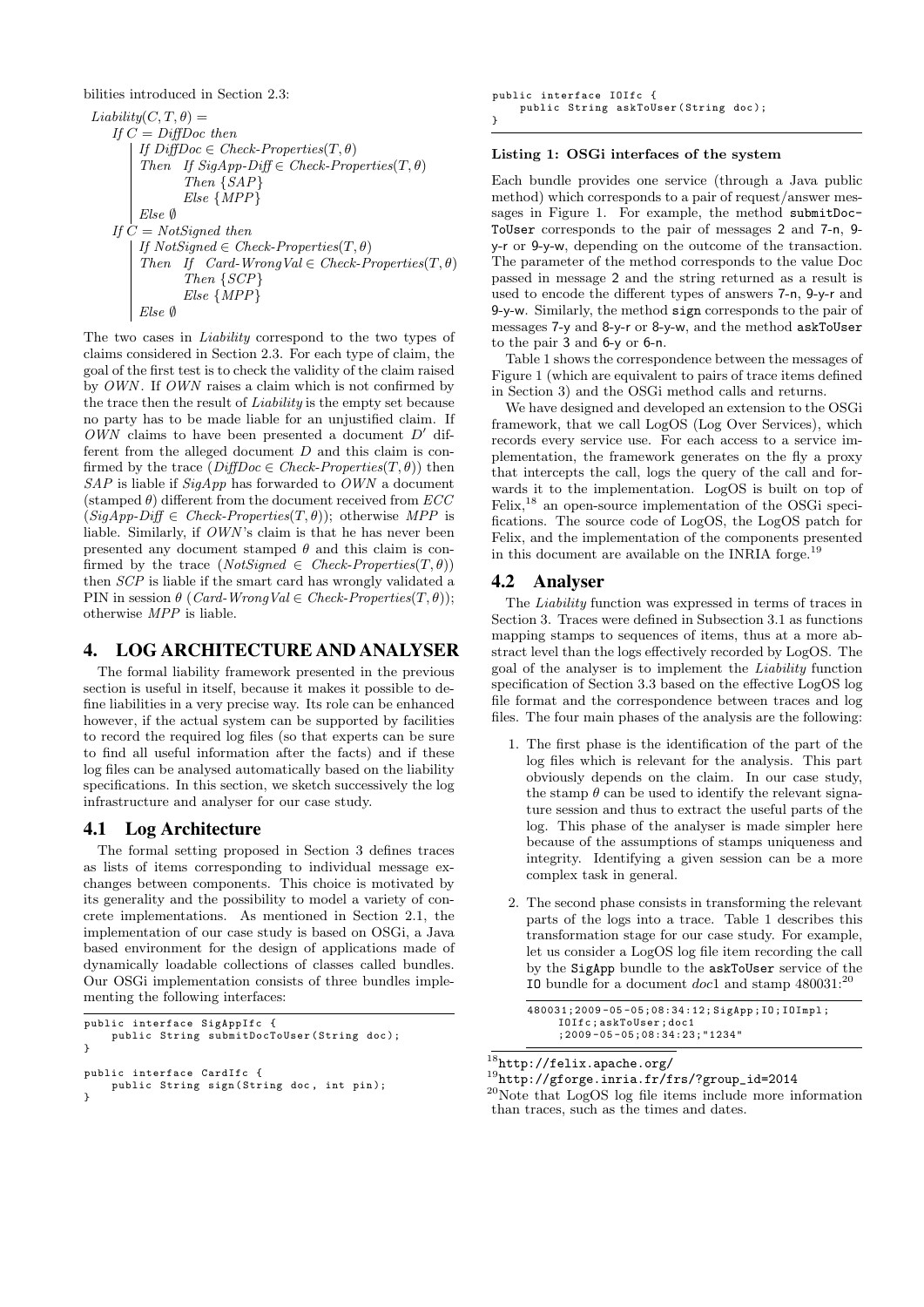bilities introduced in Section 2.3:

*Liability*$(C, T, \theta)$ =
  If $C$ = *DiffDoc* then
    If *DiffDoc* $\in$ *Check-Properties*$(T, \theta)$
    Then If *SigApp-Diff* $\in$ *Check-Properties*$(T, \theta)$
      Then $\{SAP\}$
      Else $\{MPP\}$
    Else $\emptyset$
  If $C$ = *NotSigned* then
    If *NotSigned* $\in$ *Check-Properties*$(T, \theta)$
    Then If *Card-WrongVal* $\in$ *Check-Properties*$(T, \theta)$
      Then $\{SCP\}$
      Else $\{MPP\}$
    Else $\emptyset$

The two cases in *Liability* correspond to the two types of claims considered in Section 2.3. For each type of claim, the goal of the first test is to check the validity of the claim raised by *OWN*. If *OWN* raises a claim which is not confirmed by the trace then the result of *Liability* is the empty set because no party has to be made liable for an unjustified claim. If *OWN* claims to have been presented a document $D'$ different from the alleged document $D$ and this claim is confirmed by the trace (*DiffDoc* $\in$ *Check-Properties*$(T, \theta)$) then *SAP* is liable if *SigApp* has forwarded to *OWN* a document (stamped $\theta$) different from the document received from *ECC* (*SigApp-Diff* $\in$ *Check-Properties*$(T, \theta)$); otherwise *MPP* is liable. Similarly, if *OWN*'s claim is that he has never been presented any document stamped $\theta$ and this claim is confirmed by the trace (*NotSigned* $\in$ *Check-Properties*$(T, \theta)$) then *SCP* is liable if the smart card has wrongly validated a PIN in session $\theta$ (*Card-WrongVal* $\in$ *Check-Properties*$(T, \theta)$); otherwise *MPP* is liable.

## 4. LOG ARCHITECTURE AND ANALYSER

The formal liability framework presented in the previous section is useful in itself, because it makes it possible to define liabilities in a very precise way. Its role can be enhanced however, if the actual system can be supported by facilities to record the required log files (so that experts can be sure to find all useful information after the facts) and if these log files can be analysed automatically based on the liability specifications. In this section, we sketch successively the log infrastructure and analyser for our case study.

### 4.1 Log Architecture

The formal setting proposed in Section 3 defines traces as lists of items corresponding to individual message exchanges between components. This choice is motivated by its generality and the possibility to model a variety of concrete implementations. As mentioned in Section 2.1, the implementation of our case study is based on OSGi, a Java based environment for the design of applications made of dynamically loadable collections of classes called bundles. Our OSGi implementation consists of three bundles implementing the following interfaces:

```
public interface SigAppIfc {
    public String submitDocToUser(String doc);
}

public interface CardIfc {
    public String sign(String doc, int pin);
}

public interface IOIfc {
    public String askToUser(String doc);
}
```

**Listing 1: OSGi interfaces of the system**

Each bundle provides one service (through a Java public method) which corresponds to a pair of request/answer messages in Figure 1. For example, the method `submitDocToUser` corresponds to the pair of messages 2 and 7-n, 9-y-r or 9-y-w, depending on the outcome of the transaction. The parameter of the method corresponds to the value Doc passed in message 2 and the string returned as a result is used to encode the different types of answers 7-n, 9-y-r and 9-y-w. Similarly, the method `sign` corresponds to the pair of messages 7-y and 8-y-r or 8-y-w, and the method `askToUser` to the pair 3 and 6-y or 6-n.

Table 1 shows the correspondence between the messages of Figure 1 (which are equivalent to pairs of trace items defined in Section 3) and the OSGi method calls and returns.

We have designed and developed an extension to the OSGi framework, that we call LogOS (Log Over Services), which records every service use. For each access to a service implementation, the framework generates on the fly a proxy that intercepts the call, logs the query of the call and forwards it to the implementation. LogOS is built on top of Felix,[18] an open-source implementation of the OSGi specifications. The source code of LogOS, the LogOS patch for Felix, and the implementation of the components presented in this document are available on the INRIA forge.[19]

### 4.2 Analyser

The *Liability* function was expressed in terms of traces in Section 3. Traces were defined in Subsection 3.1 as functions mapping stamps to sequences of items, thus at a more abstract level than the logs effectively recorded by LogOS. The goal of the analyser is to implement the *Liability* function specification of Section 3.3 based on the effective LogOS log file format and the correspondence between traces and log files. The four main phases of the analysis are the following:

1. The first phase is the identification of the part of the log files which is relevant for the analysis. This part obviously depends on the claim. In our case study, the stamp $\theta$ can be used to identify the relevant signature session and thus to extract the useful parts of the log. This phase of the analyser is made simpler here because of the assumptions of stamps uniqueness and integrity. Identifying a given session can be a more complex task in general.

2. The second phase consists in transforming the relevant parts of the logs into a trace. Table 1 describes this transformation stage for our case study. For example, let us consider a LogOS log file item recording the call by the `SigApp` bundle to the `askToUser` service of the `IO` bundle for a document *doc*1 and stamp 480031:[20]

```
480031;2009-05-05;08:34:12;SigApp;IO;IOImpl;
    IOIfc;askToUser;doc1
    ;2009-05-05;08:34:23;"1234"
```

[18] http://felix.apache.org/

[19] http://gforge.inria.fr/frs/?group_id=2014

[20] Note that LogOS log file items include more information than traces, such as the times and dates.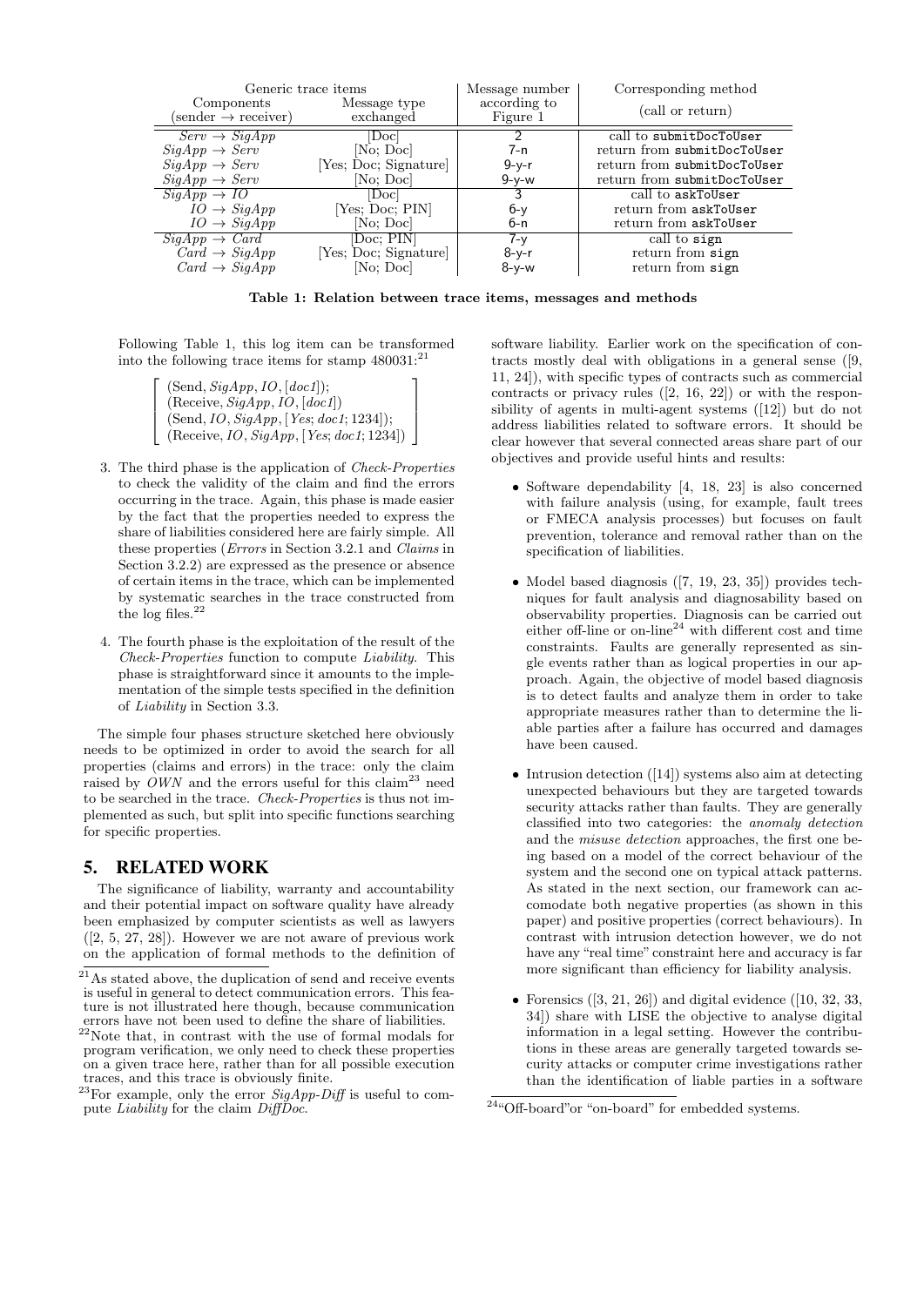| Generic trace items | | Message number | Corresponding method |
|---|---|---|---|
| Components (sender → receiver) | Message type exchanged | according to Figure 1 | (call or return) |
| *Serv* → *SigApp* | [Doc] | 2 | call to `submitDocToUser` |
| *SigApp* → *Serv* | [No; Doc] | 7-n | return from `submitDocToUser` |
| *SigApp* → *Serv* | [Yes; Doc; Signature] | 9-y-r | return from `submitDocToUser` |
| *SigApp* → *Serv* | [No; Doc] | 9-y-w | return from `submitDocToUser` |
| *SigApp* → *IO* | [Doc] | 3 | call to `askToUser` |
| *IO* → *SigApp* | [Yes; Doc; PIN] | 6-y | return from `askToUser` |
| *IO* → *SigApp* | [No; Doc] | 6-n | return from `askToUser` |
| *SigApp* → *Card* | [Doc; PIN] | 7-y | call to `sign` |
| *Card* → *SigApp* | [Yes; Doc; Signature] | 8-y-r | return from `sign` |
| *Card* → *SigApp* | [No; Doc] | 8-y-w | return from `sign` |

**Table 1: Relation between trace items, messages and methods**

Following Table 1, this log item can be transformed into the following trace items for stamp 480031:[21]

$$\left[\begin{array}{l} (\text{Send}, \mathit{SigApp}, \mathit{IO}, [\mathit{doc1}]); \\ (\text{Receive}, \mathit{SigApp}, \mathit{IO}, [\mathit{doc1}]) \\ (\text{Send}, \mathit{IO}, \mathit{SigApp}, [\mathit{Yes}; \mathit{doc1}; 1234]); \\ (\text{Receive}, \mathit{IO}, \mathit{SigApp}, [\mathit{Yes}; \mathit{doc1}; 1234]) \end{array}\right]$$

3. The third phase is the application of *Check-Properties* to check the validity of the claim and find the errors occurring in the trace. Again, this phase is made easier by the fact that the properties needed to express the share of liabilities considered here are fairly simple. All these properties (*Errors* in Section 3.2.1 and *Claims* in Section 3.2.2) are expressed as the presence or absence of certain items in the trace, which can be implemented by systematic searches in the trace constructed from the log files.[22]

4. The fourth phase is the exploitation of the result of the *Check-Properties* function to compute *Liability*. This phase is straightforward since it amounts to the implementation of the simple tests specified in the definition of *Liability* in Section 3.3.

The simple four phases structure sketched here obviously needs to be optimized in order to avoid the search for all properties (claims and errors) in the trace: only the claim raised by *OWN* and the errors useful for this claim[23] need to be searched in the trace. *Check-Properties* is thus not implemented as such, but split into specific functions searching for specific properties.

## 5. RELATED WORK

The significance of liability, warranty and accountability and their potential impact on software quality have already been emphasized by computer scientists as well as lawyers ([2, 5, 27, 28]). However we are not aware of previous work on the application of formal methods to the definition of software liability. Earlier work on the specification of contracts mostly deal with obligations in a general sense ([9, 11, 24]), with specific types of contracts such as commercial contracts or privacy rules ([2, 16, 22]) or with the responsibility of agents in multi-agent systems ([12]) but do not address liabilities related to software errors. It should be clear however that several connected areas share part of our objectives and provide useful hints and results:

- Software dependability [4, 18, 23] is also concerned with failure analysis (using, for example, fault trees or FMECA analysis processes) but focuses on fault prevention, tolerance and removal rather than on the specification of liabilities.

- Model based diagnosis ([7, 19, 23, 35]) provides techniques for fault analysis and diagnosability based on observability properties. Diagnosis can be carried out either off-line or on-line[24] with different cost and time constraints. Faults are generally represented as single events rather than as logical properties in our approach. Again, the objective of model based diagnosis is to detect faults and analyze them in order to take appropriate measures rather than to determine the liable parties after a failure has occurred and damages have been caused.

- Intrusion detection ([14]) systems also aim at detecting unexpected behaviours but they are targeted towards security attacks rather than faults. They are generally classified into two categories: the *anomaly detection* and the *misuse detection* approaches, the first one being based on a model of the correct behaviour of the system and the second one on typical attack patterns. As stated in the next section, our framework can accomodate both negative properties (as shown in this paper) and positive properties (correct behaviours). In contrast with intrusion detection however, we do not have any "real time" constraint here and accuracy is far more significant than efficiency for liability analysis.

- Forensics ([3, 21, 26]) and digital evidence ([10, 32, 33, 34]) share with LISE the objective to analyse digital information in a legal setting. However the contributions in these areas are generally targeted towards security attacks or computer crime investigations rather than the identification of liable parties in a software

[21] As stated above, the duplication of send and receive events is useful in general to detect communication errors. This feature is not illustrated here though, because communication errors have not been used to define the share of liabilities.

[22] Note that, in contrast with the use of formal modals for program verification, we only need to check these properties on a given trace here, rather than for all possible execution traces, and this trace is obviously finite.

[23] For example, only the error *SigApp-Diff* is useful to compute *Liability* for the claim *DiffDoc*.

[24] "Off-board" or "on-board" for embedded systems.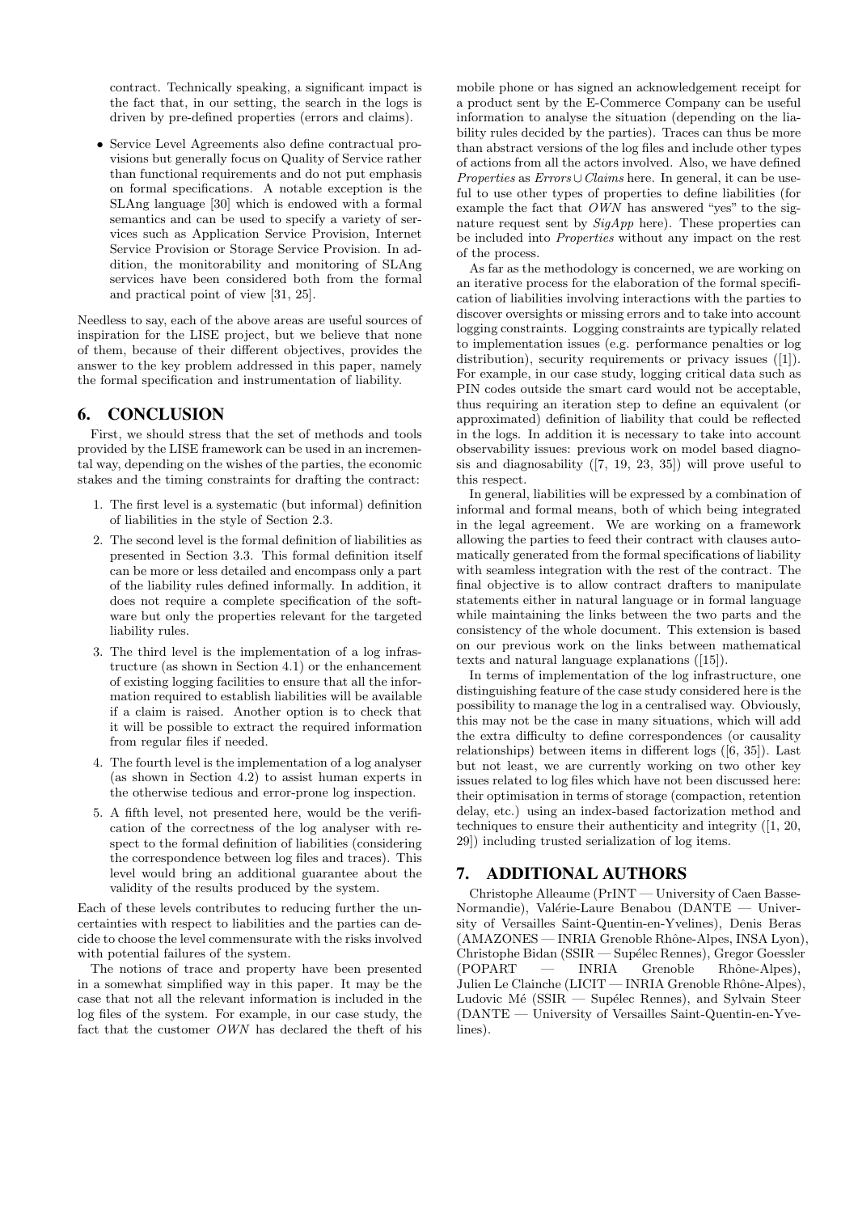contract. Technically speaking, a significant impact is the fact that, in our setting, the search in the logs is driven by pre-defined properties (errors and claims).

- Service Level Agreements also define contractual provisions but generally focus on Quality of Service rather than functional requirements and do not put emphasis on formal specifications. A notable exception is the SLAng language [30] which is endowed with a formal semantics and can be used to specify a variety of services such as Application Service Provision, Internet Service Provision or Storage Service Provision. In addition, the monitorability and monitoring of SLAng services have been considered both from the formal and practical point of view [31, 25].

Needless to say, each of the above areas are useful sources of inspiration for the LISE project, but we believe that none of them, because of their different objectives, provides the answer to the key problem addressed in this paper, namely the formal specification and instrumentation of liability.

## 6. CONCLUSION

First, we should stress that the set of methods and tools provided by the LISE framework can be used in an incremental way, depending on the wishes of the parties, the economic stakes and the timing constraints for drafting the contract:

1. The first level is a systematic (but informal) definition of liabilities in the style of Section 2.3.
2. The second level is the formal definition of liabilities as presented in Section 3.3. This formal definition itself can be more or less detailed and encompass only a part of the liability rules defined informally. In addition, it does not require a complete specification of the software but only the properties relevant for the targeted liability rules.
3. The third level is the implementation of a log infrastructure (as shown in Section 4.1) or the enhancement of existing logging facilities to ensure that all the information required to establish liabilities will be available if a claim is raised. Another option is to check that it will be possible to extract the required information from regular files if needed.
4. The fourth level is the implementation of a log analyser (as shown in Section 4.2) to assist human experts in the otherwise tedious and error-prone log inspection.
5. A fifth level, not presented here, would be the verification of the correctness of the log analyser with respect to the formal definition of liabilities (considering the correspondence between log files and traces). This level would bring an additional guarantee about the validity of the results produced by the system.

Each of these levels contributes to reducing further the uncertainties with respect to liabilities and the parties can decide to choose the level commensurate with the risks involved with potential failures of the system.

The notions of trace and property have been presented in a somewhat simplified way in this paper. It may be the case that not all the relevant information is included in the log files of the system. For example, in our case study, the fact that the customer *OWN* has declared the theft of his mobile phone or has signed an acknowledgement receipt for a product sent by the E-Commerce Company can be useful information to analyse the situation (depending on the liability rules decided by the parties). Traces can thus be more than abstract versions of the log files and include other types of actions from all the actors involved. Also, we have defined *Properties* as $Errors \cup Claims$ here. In general, it can be useful to use other types of properties to define liabilities (for example the fact that *OWN* has answered "yes" to the signature request sent by *SigApp* here). These properties can be included into *Properties* without any impact on the rest of the process.

As far as the methodology is concerned, we are working on an iterative process for the elaboration of the formal specification of liabilities involving interactions with the parties to discover oversights or missing errors and to take into account logging constraints. Logging constraints are typically related to implementation issues (e.g. performance penalties or log distribution), security requirements or privacy issues ([1]). For example, in our case study, logging critical data such as PIN codes outside the smart card would not be acceptable, thus requiring an iteration step to define an equivalent (or approximated) definition of liability that could be reflected in the logs. In addition it is necessary to take into account observability issues: previous work on model based diagnosis and diagnosability ([7, 19, 23, 35]) will prove useful to this respect.

In general, liabilities will be expressed by a combination of informal and formal means, both of which being integrated in the legal agreement. We are working on a framework allowing the parties to feed their contract with clauses automatically generated from the formal specifications of liability with seamless integration with the rest of the contract. The final objective is to allow contract drafters to manipulate statements either in natural language or in formal language while maintaining the links between the two parts and the consistency of the whole document. This extension is based on our previous work on the links between mathematical texts and natural language explanations ([15]).

In terms of implementation of the log infrastructure, one distinguishing feature of the case study considered here is the possibility to manage the log in a centralised way. Obviously, this may not be the case in many situations, which will add the extra difficulty to define correspondences (or causality relationships) between items in different logs ([6, 35]). Last but not least, we are currently working on two other key issues related to log files which have not been discussed here: their optimisation in terms of storage (compaction, retention delay, etc.) using an index-based factorization method and techniques to ensure their authenticity and integrity ([1, 20, 29]) including trusted serialization of log items.

## 7. ADDITIONAL AUTHORS

Christophe Alleaume (PrINT — University of Caen Basse-Normandie), Valérie-Laure Benabou (DANTE — University of Versailles Saint-Quentin-en-Yvelines), Denis Beras (AMAZONES — INRIA Grenoble Rhône-Alpes, INSA Lyon), Christophe Bidan (SSIR — Supélec Rennes), Gregor Goessler (POPART — INRIA Grenoble Rhône-Alpes), Julien Le Clainche (LICIT — INRIA Grenoble Rhône-Alpes), Ludovic Mé (SSIR — Supélec Rennes), and Sylvain Steer (DANTE — University of Versailles Saint-Quentin-en-Yvelines).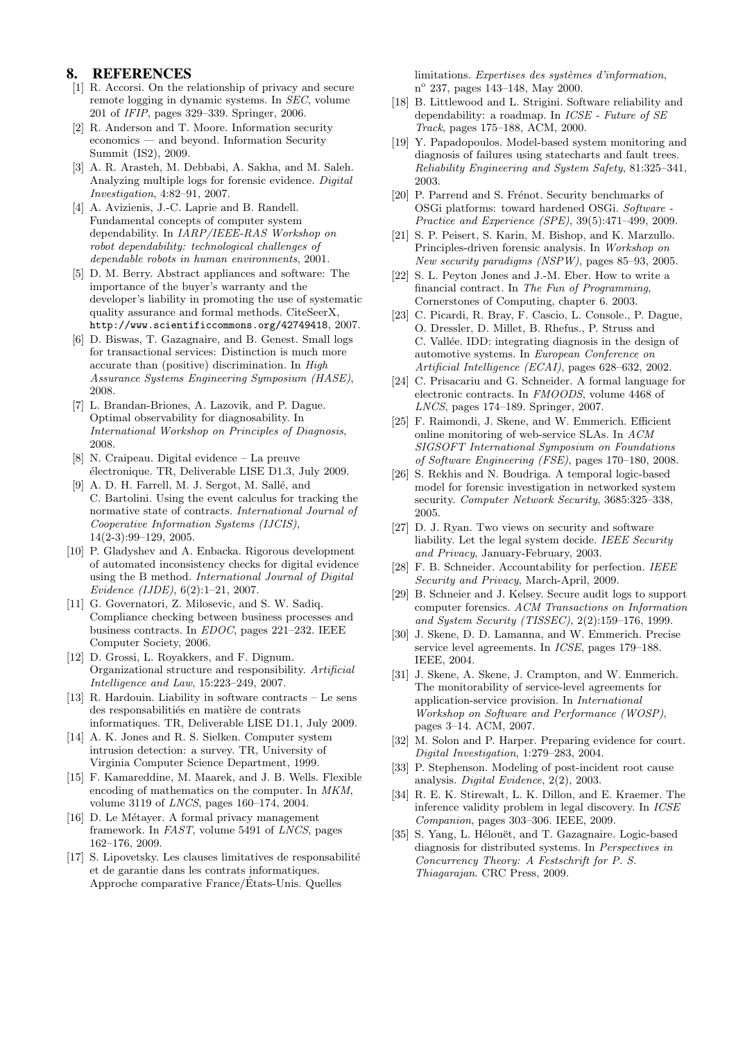## 8. REFERENCES

[1] R. Accorsi. On the relationship of privacy and secure remote logging in dynamic systems. In *SEC*, volume 201 of *IFIP*, pages 329–339. Springer, 2006.

[2] R. Anderson and T. Moore. Information security economics — and beyond. Information Security Summit (IS2), 2009.

[3] A. R. Arasteh, M. Debbabi, A. Sakha, and M. Saleh. Analyzing multiple logs for forensic evidence. *Digital Investigation*, 4:82–91, 2007.

[4] A. Avizienis, J.-C. Laprie and B. Randell. Fundamental concepts of computer system dependability. In *IARP/IEEE-RAS Workshop on robot dependability: technological challenges of dependable robots in human environments*, 2001.

[5] D. M. Berry. Abstract appliances and software: The importance of the buyer's warranty and the developer's liability in promoting the use of systematic quality assurance and formal methods. CiteSeerX, http://www.scientificcommons.org/42749418, 2007.

[6] D. Biswas, T. Gazagnaire, and B. Genest. Small logs for transactional services: Distinction is much more accurate than (positive) discrimination. In *High Assurance Systems Engineering Symposium (HASE)*, 2008.

[7] L. Brandan-Briones, A. Lazovik, and P. Dague. Optimal observability for diagnosability. In *International Workshop on Principles of Diagnosis*, 2008.

[8] N. Craipeau. Digital evidence – La preuve électronique. TR, Deliverable LISE D1.3, July 2009.

[9] A. D. H. Farrell, M. J. Sergot, M. Sallé, and C. Bartolini. Using the event calculus for tracking the normative state of contracts. *International Journal of Cooperative Information Systems (IJCIS)*, 14(2-3):99–129, 2005.

[10] P. Gladyshev and A. Enbacka. Rigorous development of automated inconsistency checks for digital evidence using the B method. *International Journal of Digital Evidence (IJDE)*, 6(2):1–21, 2007.

[11] G. Governatori, Z. Milosevic, and S. W. Sadiq. Compliance checking between business processes and business contracts. In *EDOC*, pages 221–232. IEEE Computer Society, 2006.

[12] D. Grossi, L. Royakkers, and F. Dignum. Organizational structure and responsibility. *Artificial Intelligence and Law*, 15:223–249, 2007.

[13] R. Hardouin. Liability in software contracts – Le sens des responsabilitiés en matière de contrats informatiques. TR, Deliverable LISE D1.1, July 2009.

[14] A. K. Jones and R. S. Sielken. Computer system intrusion detection: a survey. TR, University of Virginia Computer Science Department, 1999.

[15] F. Kamareddine, M. Maarek, and J. B. Wells. Flexible encoding of mathematics on the computer. In *MKM*, volume 3119 of *LNCS*, pages 160–174, 2004.

[16] D. Le Métayer. A formal privacy management framework. In *FAST*, volume 5491 of *LNCS*, pages 162–176, 2009.

[17] S. Lipovetsky. Les clauses limitatives de responsabilité et de garantie dans les contrats informatiques. Approche comparative France/États-Unis. Quelles limitations. *Expertises des systèmes d'information*, n° 237, pages 143–148, May 2000.

[18] B. Littlewood and L. Strigini. Software reliability and dependability: a roadmap. In *ICSE - Future of SE Track*, pages 175–188, ACM, 2000.

[19] Y. Papadopoulos. Model-based system monitoring and diagnosis of failures using statecharts and fault trees. *Reliability Engineering and System Safety*, 81:325–341, 2003.

[20] P. Parrend and S. Frénot. Security benchmarks of OSGi platforms: toward hardened OSGi. *Software - Practice and Experience (SPE)*, 39(5):471–499, 2009.

[21] S. P. Peisert, S. Karin, M. Bishop, and K. Marzullo. Principles-driven forensic analysis. In *Workshop on New security paradigms (NSPW)*, pages 85–93, 2005.

[22] S. L. Peyton Jones and J.-M. Eber. How to write a financial contract. In *The Fun of Programming*, Cornerstones of Computing, chapter 6. 2003.

[23] C. Picardi, R. Bray, F. Cascio, L. Console., P. Dague, O. Dressler, D. Millet, B. Rhefus., P. Struss and C. Vallée. IDD: integrating diagnosis in the design of automotive systems. In *European Conference on Artificial Intelligence (ECAI)*, pages 628–632, 2002.

[24] C. Prisacariu and G. Schneider. A formal language for electronic contracts. In *FMOODS*, volume 4468 of *LNCS*, pages 174–189. Springer, 2007.

[25] F. Raimondi, J. Skene, and W. Emmerich. Efficient online monitoring of web-service SLAs. In *ACM SIGSOFT International Symposium on Foundations of Software Engineering (FSE)*, pages 170–180, 2008.

[26] S. Rekhis and N. Boudriga. A temporal logic-based model for forensic investigation in networked system security. *Computer Network Security*, 3685:325–338, 2005.

[27] D. J. Ryan. Two views on security and software liability. Let the legal system decide. *IEEE Security and Privacy*, January-February, 2003.

[28] F. B. Schneider. Accountability for perfection. *IEEE Security and Privacy*, March-April, 2009.

[29] B. Schneier and J. Kelsey. Secure audit logs to support computer forensics. *ACM Transactions on Information and System Security (TISSEC)*, 2(2):159–176, 1999.

[30] J. Skene, D. D. Lamanna, and W. Emmerich. Precise service level agreements. In *ICSE*, pages 179–188. IEEE, 2004.

[31] J. Skene, A. Skene, J. Crampton, and W. Emmerich. The monitorability of service-level agreements for application-service provision. In *International Workshop on Software and Performance (WOSP)*, pages 3–14. ACM, 2007.

[32] M. Solon and P. Harper. Preparing evidence for court. *Digital Investigation*, 1:279–283, 2004.

[33] P. Stephenson. Modeling of post-incident root cause analysis. *Digital Evidence*, 2(2), 2003.

[34] R. E. K. Stirewalt, L. K. Dillon, and E. Kraemer. The inference validity problem in legal discovery. In *ICSE Companion*, pages 303–306. IEEE, 2009.

[35] S. Yang, L. Hélouët, and T. Gazagnaire. Logic-based diagnosis for distributed systems. In *Perspectives in Concurrency Theory: A Festschrift for P. S. Thiagarajan*. CRC Press, 2009.